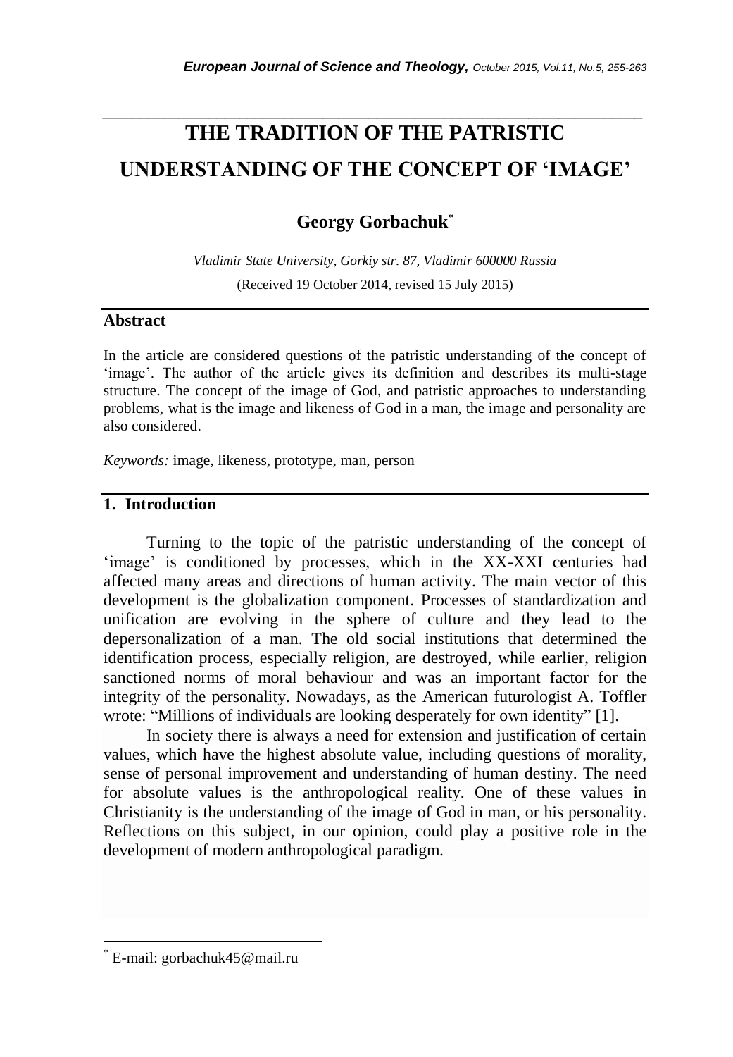# THE TRADITION OF THE PATRISTIC UNDERSTANDING OF THE CONCEPT OF 'IMAGE'

**Georgy Gorbachuk***

*Vladimir State University, Gorkiy str. 87, Vladimir 600000 Russia*

(Received 19 October 2014, revised 15 July 2015)

## Abstract

In the article are considered questions of the patristic understanding of the concept of 'image'. The author of the article gives its definition and describes its multi-stage structure. The concept of the image of God, and patristic approaches to understanding problems, what is the image and likeness of God in a man, the image and personality are also considered.

*Keywords:* image, likeness, prototype, man, person

## 1. Introduction

Turning to the topic of the patristic understanding of the concept of 'image' is conditioned by processes, which in the XX-XXI centuries had affected many areas and directions of human activity. The main vector of this development is the globalization component. Processes of standardization and unification are evolving in the sphere of culture and they lead to the depersonalization of a man. The old social institutions that determined the identification process, especially religion, are destroyed, while earlier, religion sanctioned norms of moral behaviour and was an important factor for the integrity of the personality. Nowadays, as the American futurologist A. Toffler wrote: "Millions of individuals are looking desperately for own identity" [1].

In society there is always a need for extension and justification of certain values, which have the highest absolute value, including questions of morality, sense of personal improvement and understanding of human destiny. The need for absolute values is the anthropological reality. One of these values in Christianity is the understanding of the image of God in man, or his personality. Reflections on this subject, in our opinion, could play a positive role in the development of modern anthropological paradigm.

---

* E-mail: gorbachuk45@mail.ru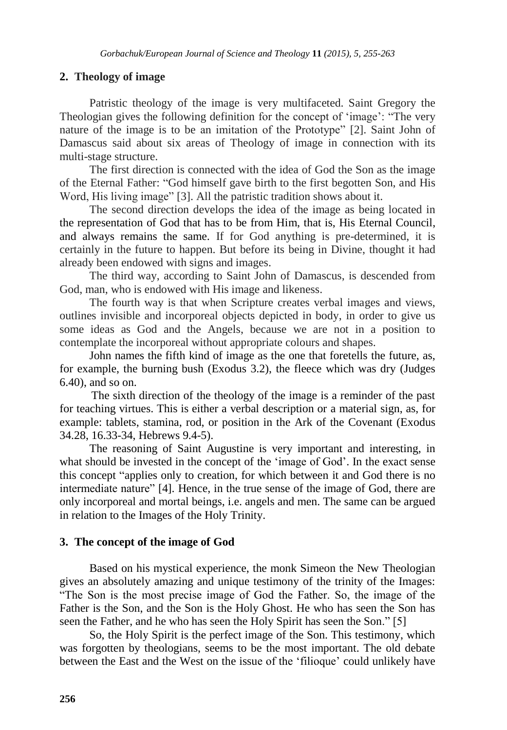## 2. Theology of image

Patristic theology of the image is very multifaceted. Saint Gregory the Theologian gives the following definition for the concept of 'image': "The very nature of the image is to be an imitation of the Prototype" [2]. Saint John of Damascus said about six areas of Theology of image in connection with its multi-stage structure.

The first direction is connected with the idea of God the Son as the image of the Eternal Father: "God himself gave birth to the first begotten Son, and His Word, His living image" [3]. All the patristic tradition shows about it.

The second direction develops the idea of the image as being located in the representation of God that has to be from Him, that is, His Eternal Council, and always remains the same. If for God anything is pre-determined, it is certainly in the future to happen. But before its being in Divine, thought it had already been endowed with signs and images.

The third way, according to Saint John of Damascus, is descended from God, man, who is endowed with His image and likeness.

The fourth way is that when Scripture creates verbal images and views, outlines invisible and incorporeal objects depicted in body, in order to give us some ideas as God and the Angels, because we are not in a position to contemplate the incorporeal without appropriate colours and shapes.

John names the fifth kind of image as the one that foretells the future, as, for example, the burning bush (Exodus 3.2), the fleece which was dry (Judges 6.40), and so on.

The sixth direction of the theology of the image is a reminder of the past for teaching virtues. This is either a verbal description or a material sign, as, for example: tablets, stamina, rod, or position in the Ark of the Covenant (Exodus 34.28, 16.33-34, Hebrews 9.4-5).

The reasoning of Saint Augustine is very important and interesting, in what should be invested in the concept of the 'image of God'. In the exact sense this concept "applies only to creation, for which between it and God there is no intermediate nature" [4]. Hence, in the true sense of the image of God, there are only incorporeal and mortal beings, i.e. angels and men. The same can be argued in relation to the Images of the Holy Trinity.

## 3. The concept of the image of God

Based on his mystical experience, the monk Simeon the New Theologian gives an absolutely amazing and unique testimony of the trinity of the Images: "The Son is the most precise image of God the Father. So, the image of the Father is the Son, and the Son is the Holy Ghost. He who has seen the Son has seen the Father, and he who has seen the Holy Spirit has seen the Son." [5]

So, the Holy Spirit is the perfect image of the Son. This testimony, which was forgotten by theologians, seems to be the most important. The old debate between the East and the West on the issue of the 'filioque' could unlikely have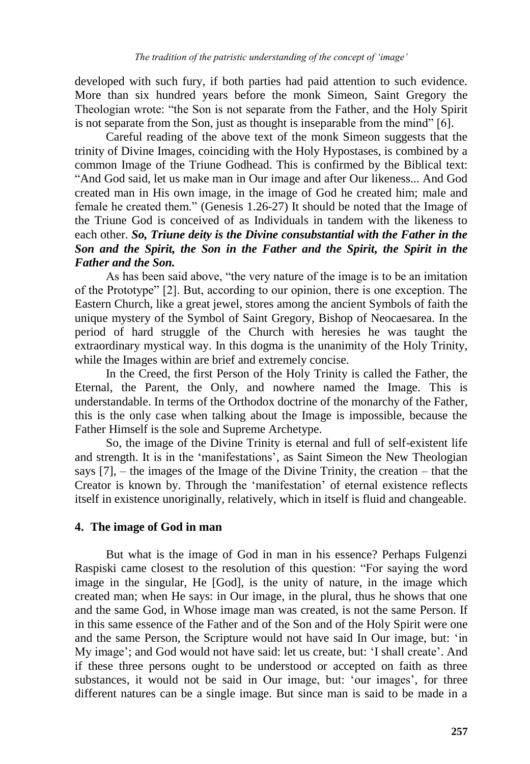developed with such fury, if both parties had paid attention to such evidence. More than six hundred years before the monk Simeon, Saint Gregory the Theologian wrote: “the Son is not separate from the Father, and the Holy Spirit is not separate from the Son, just as thought is inseparable from the mind” [6].

Careful reading of the above text of the monk Simeon suggests that the trinity of Divine Images, coinciding with the Holy Hypostases, is combined by a common Image of the Triune Godhead. This is confirmed by the Biblical text: “And God said, let us make man in Our image and after Our likeness... And God created man in His own image, in the image of God he created him; male and female he created them.” (Genesis 1.26-27) It should be noted that the Image of the Triune God is conceived of as Individuals in tandem with the likeness to each other. ***So, Triune deity is the Divine consubstantial with the Father in the Son and the Spirit, the Son in the Father and the Spirit, the Spirit in the Father and the Son.***

As has been said above, “the very nature of the image is to be an imitation of the Prototype” [2]. But, according to our opinion, there is one exception. The Eastern Church, like a great jewel, stores among the ancient Symbols of faith the unique mystery of the Symbol of Saint Gregory, Bishop of Neocaesarea. In the period of hard struggle of the Church with heresies he was taught the extraordinary mystical way. In this dogma is the unanimity of the Holy Trinity, while the Images within are brief and extremely concise.

In the Creed, the first Person of the Holy Trinity is called the Father, the Eternal, the Parent, the Only, and nowhere named the Image. This is understandable. In terms of the Orthodox doctrine of the monarchy of the Father, this is the only case when talking about the Image is impossible, because the Father Himself is the sole and Supreme Archetype.

So, the image of the Divine Trinity is eternal and full of self-existent life and strength. It is in the ‘manifestations’, as Saint Simeon the New Theologian says [7], – the images of the Image of the Divine Trinity, the creation – that the Creator is known by. Through the ‘manifestation’ of eternal existence reflects itself in existence unoriginally, relatively, which in itself is fluid and changeable.

## 4. The image of God in man

But what is the image of God in man in his essence? Perhaps Fulgenzi Raspiski came closest to the resolution of this question: “For saying the word image in the singular, He [God], is the unity of nature, in the image which created man; when He says: in Our image, in the plural, thus he shows that one and the same God, in Whose image man was created, is not the same Person. If in this same essence of the Father and of the Son and of the Holy Spirit were one and the same Person, the Scripture would not have said In Our image, but: ‘in My image’; and God would not have said: let us create, but: ‘I shall create’. And if these three persons ought to be understood or accepted on faith as three substances, it would not be said in Our image, but: ‘our images’, for three different natures can be a single image. But since man is said to be made in a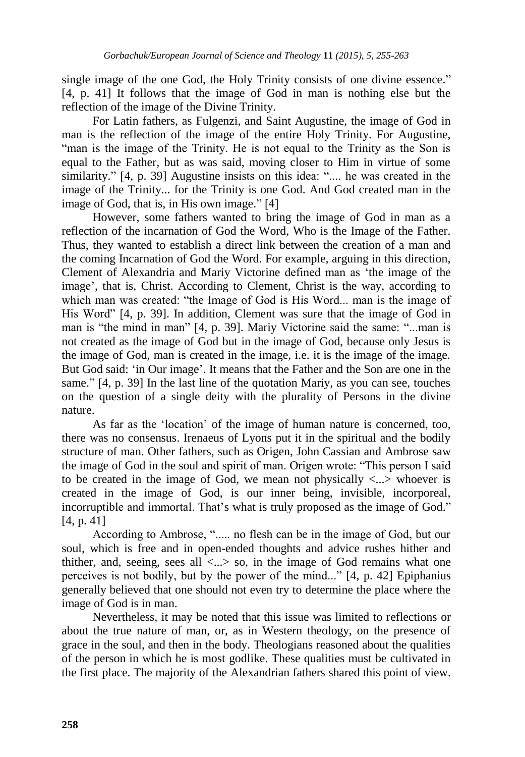single image of the one God, the Holy Trinity consists of one divine essence." [4, p. 41] It follows that the image of God in man is nothing else but the reflection of the image of the Divine Trinity.

For Latin fathers, as Fulgenzi, and Saint Augustine, the image of God in man is the reflection of the image of the entire Holy Trinity. For Augustine, "man is the image of the Trinity. He is not equal to the Trinity as the Son is equal to the Father, but as was said, moving closer to Him in virtue of some similarity." [4, p. 39] Augustine insists on this idea: ".... he was created in the image of the Trinity... for the Trinity is one God. And God created man in the image of God, that is, in His own image." [4]

However, some fathers wanted to bring the image of God in man as a reflection of the incarnation of God the Word, Who is the Image of the Father. Thus, they wanted to establish a direct link between the creation of a man and the coming Incarnation of God the Word. For example, arguing in this direction, Clement of Alexandria and Mariy Victorine defined man as 'the image of the image', that is, Christ. According to Clement, Christ is the way, according to which man was created: "the Image of God is His Word... man is the image of His Word" [4, p. 39]. In addition, Clement was sure that the image of God in man is "the mind in man" [4, p. 39]. Mariy Victorine said the same: "...man is not created as the image of God but in the image of God, because only Jesus is the image of God, man is created in the image, i.e. it is the image of the image. But God said: 'in Our image'. It means that the Father and the Son are one in the same." [4, p. 39] In the last line of the quotation Mariy, as you can see, touches on the question of a single deity with the plurality of Persons in the divine nature.

As far as the 'location' of the image of human nature is concerned, too, there was no consensus. Irenaeus of Lyons put it in the spiritual and the bodily structure of man. Other fathers, such as Origen, John Cassian and Ambrose saw the image of God in the soul and spirit of man. Origen wrote: "This person I said to be created in the image of God, we mean not physically <...> whoever is created in the image of God, is our inner being, invisible, incorporeal, incorruptible and immortal. That's what is truly proposed as the image of God." [4, p. 41]

According to Ambrose, "..... no flesh can be in the image of God, but our soul, which is free and in open-ended thoughts and advice rushes hither and thither, and, seeing, sees all <...> so, in the image of God remains what one perceives is not bodily, but by the power of the mind..." [4, p. 42] Epiphanius generally believed that one should not even try to determine the place where the image of God is in man.

Nevertheless, it may be noted that this issue was limited to reflections or about the true nature of man, or, as in Western theology, on the presence of grace in the soul, and then in the body. Theologians reasoned about the qualities of the person in which he is most godlike. These qualities must be cultivated in the first place. The majority of the Alexandrian fathers shared this point of view.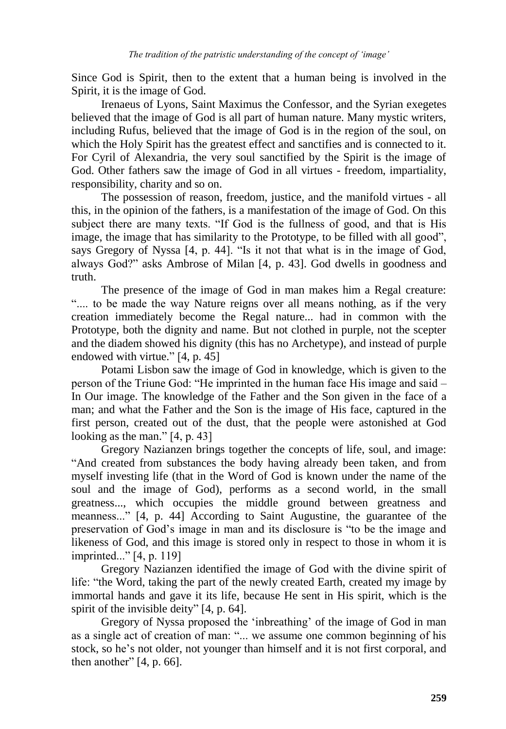Since God is Spirit, then to the extent that a human being is involved in the Spirit, it is the image of God.

Irenaeus of Lyons, Saint Maximus the Confessor, and the Syrian exegetes believed that the image of God is all part of human nature. Many mystic writers, including Rufus, believed that the image of God is in the region of the soul, on which the Holy Spirit has the greatest effect and sanctifies and is connected to it. For Cyril of Alexandria, the very soul sanctified by the Spirit is the image of God. Other fathers saw the image of God in all virtues - freedom, impartiality, responsibility, charity and so on.

The possession of reason, freedom, justice, and the manifold virtues - all this, in the opinion of the fathers, is a manifestation of the image of God. On this subject there are many texts. "If God is the fullness of good, and that is His image, the image that has similarity to the Prototype, to be filled with all good", says Gregory of Nyssa [4, p. 44]. "Is it not that what is in the image of God, always God?" asks Ambrose of Milan [4, p. 43]. God dwells in goodness and truth.

The presence of the image of God in man makes him a Regal creature: ".... to be made the way Nature reigns over all means nothing, as if the very creation immediately become the Regal nature... had in common with the Prototype, both the dignity and name. But not clothed in purple, not the scepter and the diadem showed his dignity (this has no Archetype), and instead of purple endowed with virtue." [4, p. 45]

Potami Lisbon saw the image of God in knowledge, which is given to the person of the Triune God: "He imprinted in the human face His image and said – In Our image. The knowledge of the Father and the Son given in the face of a man; and what the Father and the Son is the image of His face, captured in the first person, created out of the dust, that the people were astonished at God looking as the man." [4, p. 43]

Gregory Nazianzen brings together the concepts of life, soul, and image: "And created from substances the body having already been taken, and from myself investing life (that in the Word of God is known under the name of the soul and the image of God), performs as a second world, in the small greatness..., which occupies the middle ground between greatness and meanness..." [4, p. 44] According to Saint Augustine, the guarantee of the preservation of God's image in man and its disclosure is "to be the image and likeness of God, and this image is stored only in respect to those in whom it is imprinted..." [4, p. 119]

Gregory Nazianzen identified the image of God with the divine spirit of life: "the Word, taking the part of the newly created Earth, created my image by immortal hands and gave it its life, because He sent in His spirit, which is the spirit of the invisible deity" [4, p. 64].

Gregory of Nyssa proposed the 'inbreathing' of the image of God in man as a single act of creation of man: "... we assume one common beginning of his stock, so he's not older, not younger than himself and it is not first corporal, and then another" [4, p. 66].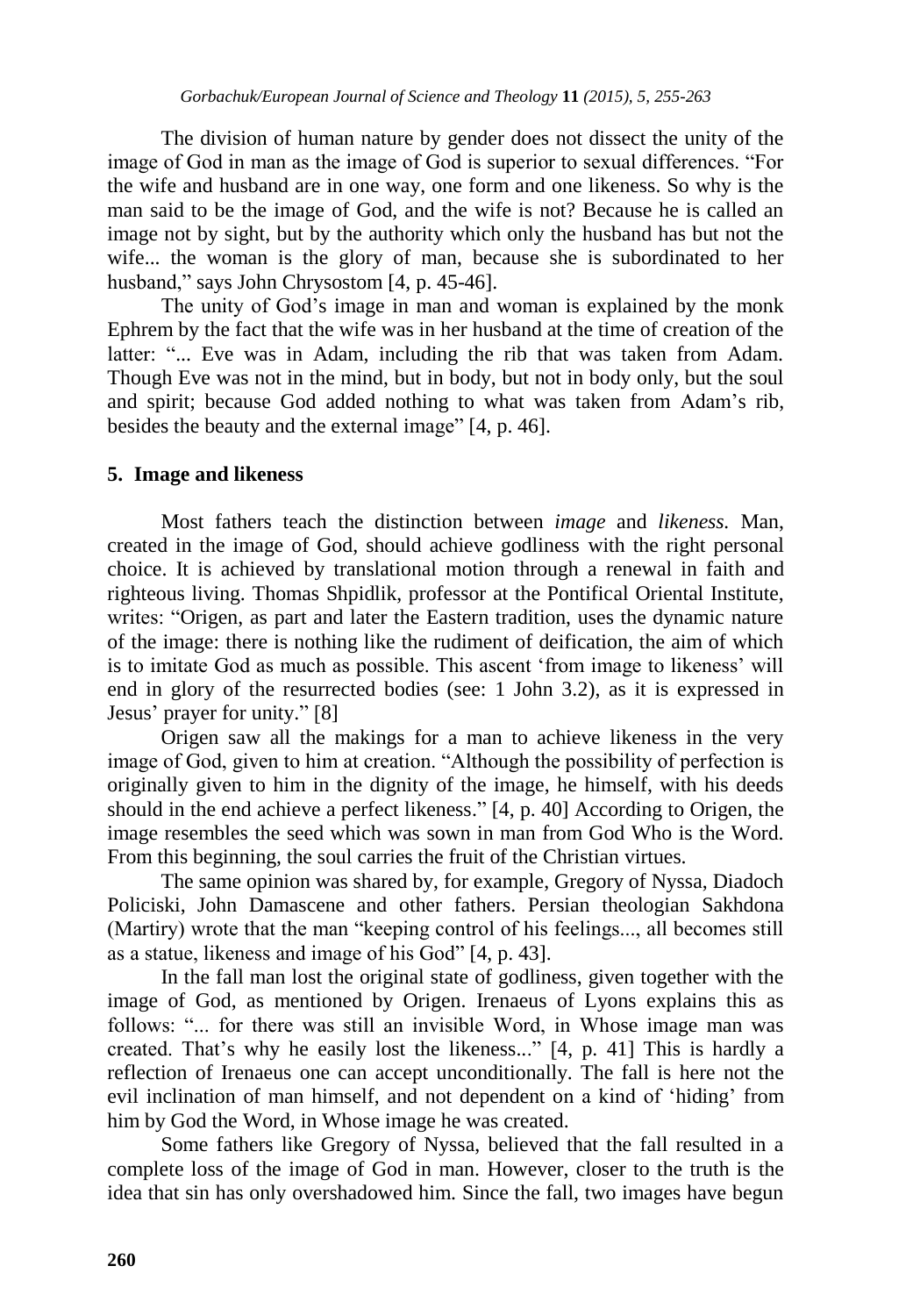The division of human nature by gender does not dissect the unity of the image of God in man as the image of God is superior to sexual differences. "For the wife and husband are in one way, one form and one likeness. So why is the man said to be the image of God, and the wife is not? Because he is called an image not by sight, but by the authority which only the husband has but not the wife... the woman is the glory of man, because she is subordinated to her husband," says John Chrysostom [4, p. 45-46].

The unity of God's image in man and woman is explained by the monk Ephrem by the fact that the wife was in her husband at the time of creation of the latter: "... Eve was in Adam, including the rib that was taken from Adam. Though Eve was not in the mind, but in body, but not in body only, but the soul and spirit; because God added nothing to what was taken from Adam's rib, besides the beauty and the external image" [4, p. 46].

## 5. Image and likeness

Most fathers teach the distinction between *image* and *likeness*. Man, created in the image of God, should achieve godliness with the right personal choice. It is achieved by translational motion through a renewal in faith and righteous living. Thomas Shpidlik, professor at the Pontifical Oriental Institute, writes: "Origen, as part and later the Eastern tradition, uses the dynamic nature of the image: there is nothing like the rudiment of deification, the aim of which is to imitate God as much as possible. This ascent 'from image to likeness' will end in glory of the resurrected bodies (see: 1 John 3.2), as it is expressed in Jesus' prayer for unity." [8]

Origen saw all the makings for a man to achieve likeness in the very image of God, given to him at creation. "Although the possibility of perfection is originally given to him in the dignity of the image, he himself, with his deeds should in the end achieve a perfect likeness." [4, p. 40] According to Origen, the image resembles the seed which was sown in man from God Who is the Word. From this beginning, the soul carries the fruit of the Christian virtues.

The same opinion was shared by, for example, Gregory of Nyssa, Diadoch Policiski, John Damascene and other fathers. Persian theologian Sakhdona (Martiry) wrote that the man "keeping control of his feelings..., all becomes still as a statue, likeness and image of his God" [4, p. 43].

In the fall man lost the original state of godliness, given together with the image of God, as mentioned by Origen. Irenaeus of Lyons explains this as follows: "... for there was still an invisible Word, in Whose image man was created. That's why he easily lost the likeness..." [4, p. 41] This is hardly a reflection of Irenaeus one can accept unconditionally. The fall is here not the evil inclination of man himself, and not dependent on a kind of 'hiding' from him by God the Word, in Whose image he was created.

Some fathers like Gregory of Nyssa, believed that the fall resulted in a complete loss of the image of God in man. However, closer to the truth is the idea that sin has only overshadowed him. Since the fall, two images have begun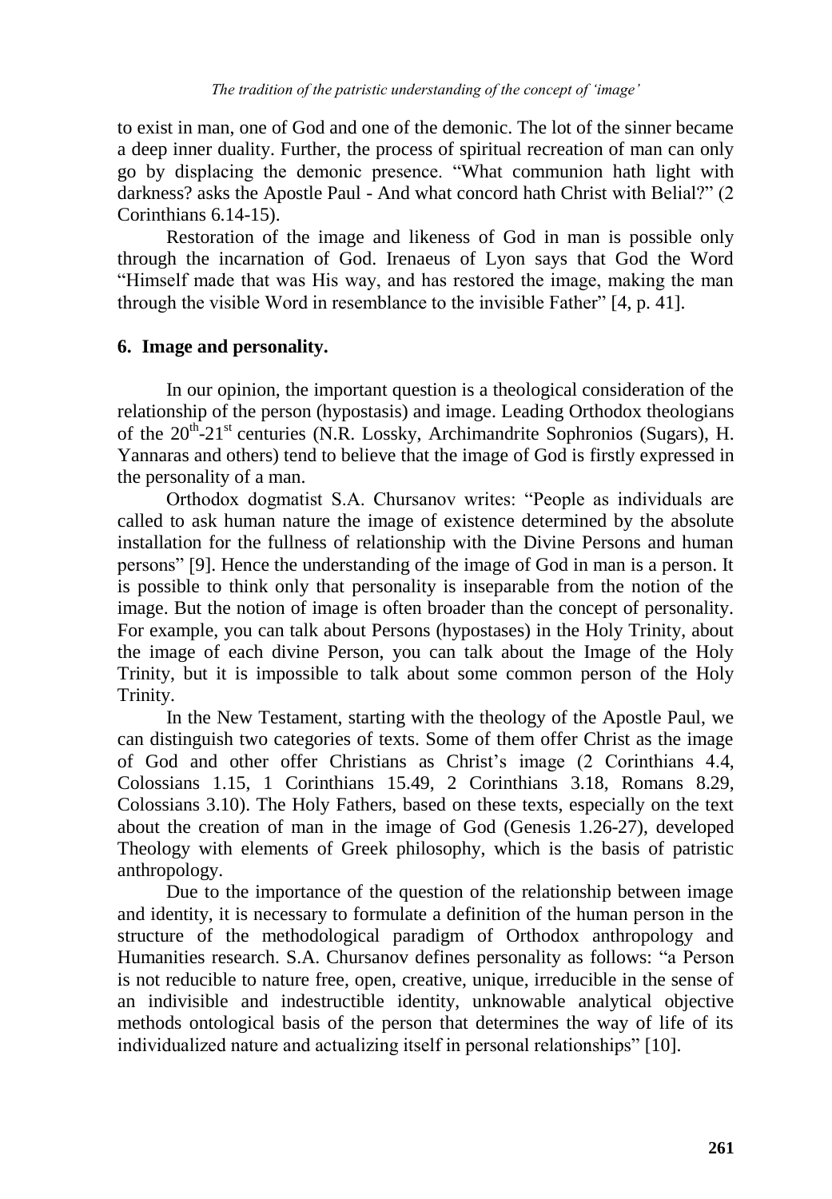to exist in man, one of God and one of the demonic. The lot of the sinner became a deep inner duality. Further, the process of spiritual recreation of man can only go by displacing the demonic presence. "What communion hath light with darkness? asks the Apostle Paul - And what concord hath Christ with Belial?" (2 Corinthians 6.14-15).

Restoration of the image and likeness of God in man is possible only through the incarnation of God. Irenaeus of Lyon says that God the Word "Himself made that was His way, and has restored the image, making the man through the visible Word in resemblance to the invisible Father" [4, p. 41].

## 6. Image and personality.

In our opinion, the important question is a theological consideration of the relationship of the person (hypostasis) and image. Leading Orthodox theologians of the 20[th]-21[st] centuries (N.R. Lossky, Archimandrite Sophronios (Sugars), H. Yannaras and others) tend to believe that the image of God is firstly expressed in the personality of a man.

Orthodox dogmatist S.A. Chursanov writes: "People as individuals are called to ask human nature the image of existence determined by the absolute installation for the fullness of relationship with the Divine Persons and human persons" [9]. Hence the understanding of the image of God in man is a person. It is possible to think only that personality is inseparable from the notion of the image. But the notion of image is often broader than the concept of personality. For example, you can talk about Persons (hypostases) in the Holy Trinity, about the image of each divine Person, you can talk about the Image of the Holy Trinity, but it is impossible to talk about some common person of the Holy Trinity.

In the New Testament, starting with the theology of the Apostle Paul, we can distinguish two categories of texts. Some of them offer Christ as the image of God and other offer Christians as Christ's image (2 Corinthians 4.4, Colossians 1.15, 1 Corinthians 15.49, 2 Corinthians 3.18, Romans 8.29, Colossians 3.10). The Holy Fathers, based on these texts, especially on the text about the creation of man in the image of God (Genesis 1.26-27), developed Theology with elements of Greek philosophy, which is the basis of patristic anthropology.

Due to the importance of the question of the relationship between image and identity, it is necessary to formulate a definition of the human person in the structure of the methodological paradigm of Orthodox anthropology and Humanities research. S.A. Chursanov defines personality as follows: "a Person is not reducible to nature free, open, creative, unique, irreducible in the sense of an indivisible and indestructible identity, unknowable analytical objective methods ontological basis of the person that determines the way of life of its individualized nature and actualizing itself in personal relationships" [10].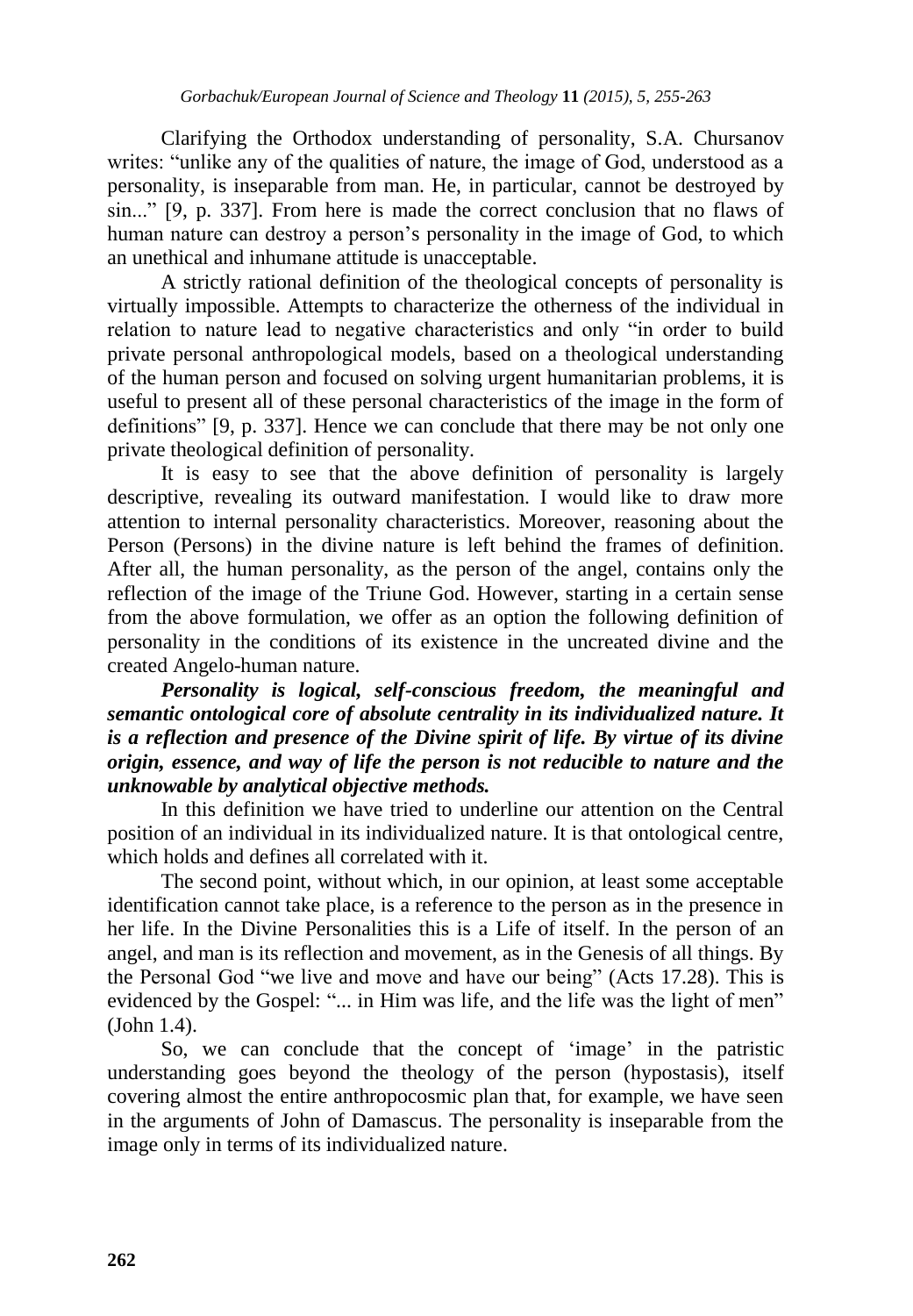Clarifying the Orthodox understanding of personality, S.A. Chursanov writes: "unlike any of the qualities of nature, the image of God, understood as a personality, is inseparable from man. He, in particular, cannot be destroyed by sin..." [9, p. 337]. From here is made the correct conclusion that no flaws of human nature can destroy a person's personality in the image of God, to which an unethical and inhumane attitude is unacceptable.

A strictly rational definition of the theological concepts of personality is virtually impossible. Attempts to characterize the otherness of the individual in relation to nature lead to negative characteristics and only "in order to build private personal anthropological models, based on a theological understanding of the human person and focused on solving urgent humanitarian problems, it is useful to present all of these personal characteristics of the image in the form of definitions" [9, p. 337]. Hence we can conclude that there may be not only one private theological definition of personality.

It is easy to see that the above definition of personality is largely descriptive, revealing its outward manifestation. I would like to draw more attention to internal personality characteristics. Moreover, reasoning about the Person (Persons) in the divine nature is left behind the frames of definition. After all, the human personality, as the person of the angel, contains only the reflection of the image of the Triune God. However, starting in a certain sense from the above formulation, we offer as an option the following definition of personality in the conditions of its existence in the uncreated divine and the created Angelo-human nature.

***Personality is logical, self-conscious freedom, the meaningful and semantic ontological core of absolute centrality in its individualized nature. It is a reflection and presence of the Divine spirit of life. By virtue of its divine origin, essence, and way of life the person is not reducible to nature and the unknowable by analytical objective methods.***

In this definition we have tried to underline our attention on the Central position of an individual in its individualized nature. It is that ontological centre, which holds and defines all correlated with it.

The second point, without which, in our opinion, at least some acceptable identification cannot take place, is a reference to the person as in the presence in her life. In the Divine Personalities this is a Life of itself. In the person of an angel, and man is its reflection and movement, as in the Genesis of all things. By the Personal God "we live and move and have our being" (Acts 17.28). This is evidenced by the Gospel: "... in Him was life, and the life was the light of men" (John 1.4).

So, we can conclude that the concept of 'image' in the patristic understanding goes beyond the theology of the person (hypostasis), itself covering almost the entire anthropocosmic plan that, for example, we have seen in the arguments of John of Damascus. The personality is inseparable from the image only in terms of its individualized nature.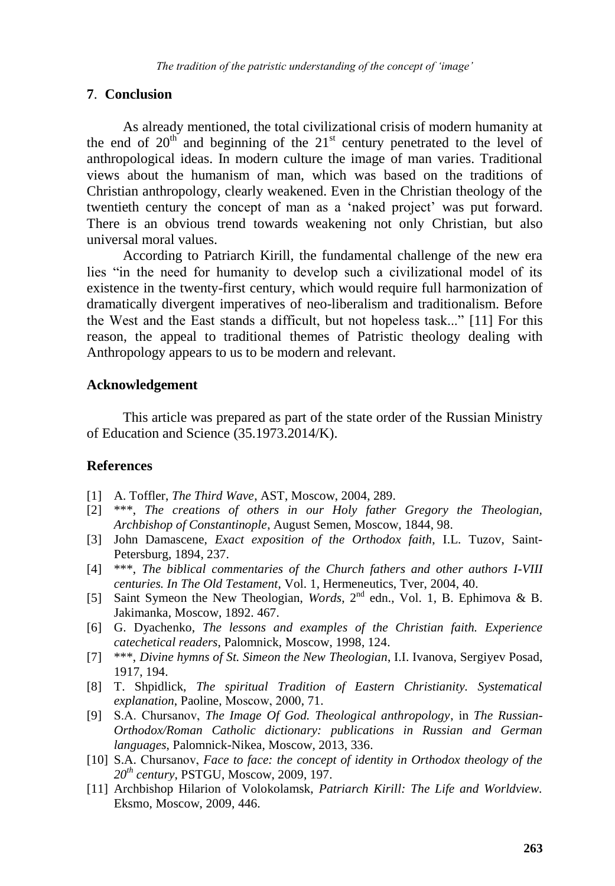## 7. Conclusion

As already mentioned, the total civilizational crisis of modern humanity at the end of 20[th] and beginning of the 21[st] century penetrated to the level of anthropological ideas. In modern culture the image of man varies. Traditional views about the humanism of man, which was based on the traditions of Christian anthropology, clearly weakened. Even in the Christian theology of the twentieth century the concept of man as a 'naked project' was put forward. There is an obvious trend towards weakening not only Christian, but also universal moral values.

According to Patriarch Kirill, the fundamental challenge of the new era lies "in the need for humanity to develop such a civilizational model of its existence in the twenty-first century, which would require full harmonization of dramatically divergent imperatives of neo-liberalism and traditionalism. Before the West and the East stands a difficult, but not hopeless task..." [11] For this reason, the appeal to traditional themes of Patristic theology dealing with Anthropology appears to us to be modern and relevant.

## Acknowledgement

This article was prepared as part of the state order of the Russian Ministry of Education and Science (35.1973.2014/K).

## References

[1] A. Toffler, *The Third Wave*, AST, Moscow, 2004, 289.

[2] ***, *The creations of others in our Holy father Gregory the Theologian, Archbishop of Constantinople*, August Semen, Moscow, 1844, 98.

[3] John Damascene, *Exact exposition of the Orthodox faith*, I.L. Tuzov, Saint-Petersburg, 1894, 237.

[4] ***, *The biblical commentaries of the Church fathers and other authors I-VIII centuries. In The Old Testament*, Vol. 1, Hermeneutics, Tver, 2004, 40.

[5] Saint Symeon the New Theologian, *Words*, 2[nd] edn., Vol. 1, B. Ephimova & B. Jakimanka, Moscow, 1892. 467.

[6] G. Dyachenko, *The lessons and examples of the Christian faith. Experience catechetical readers*, Palomnick, Moscow, 1998, 124.

[7] ***, *Divine hymns of St. Simeon the New Theologian*, I.I. Ivanova, Sergiyev Posad, 1917, 194.

[8] T. Shpidlick, *The spiritual Tradition of Eastern Christianity. Systematical explanation*, Paoline, Moscow, 2000, 71.

[9] S.A. Chursanov, *The Image Of God. Theological anthropology*, in *The Russian-Orthodox/Roman Catholic dictionary: publications in Russian and German languages*, Palomnick-Nikea, Moscow, 2013, 336.

[10] S.A. Chursanov, *Face to face: the concept of identity in Orthodox theology of the 20[th] century*, PSTGU, Moscow, 2009, 197.

[11] Archbishop Hilarion of Volokolamsk, *Patriarch Kirill: The Life and Worldview.* Eksmo, Moscow, 2009, 446.